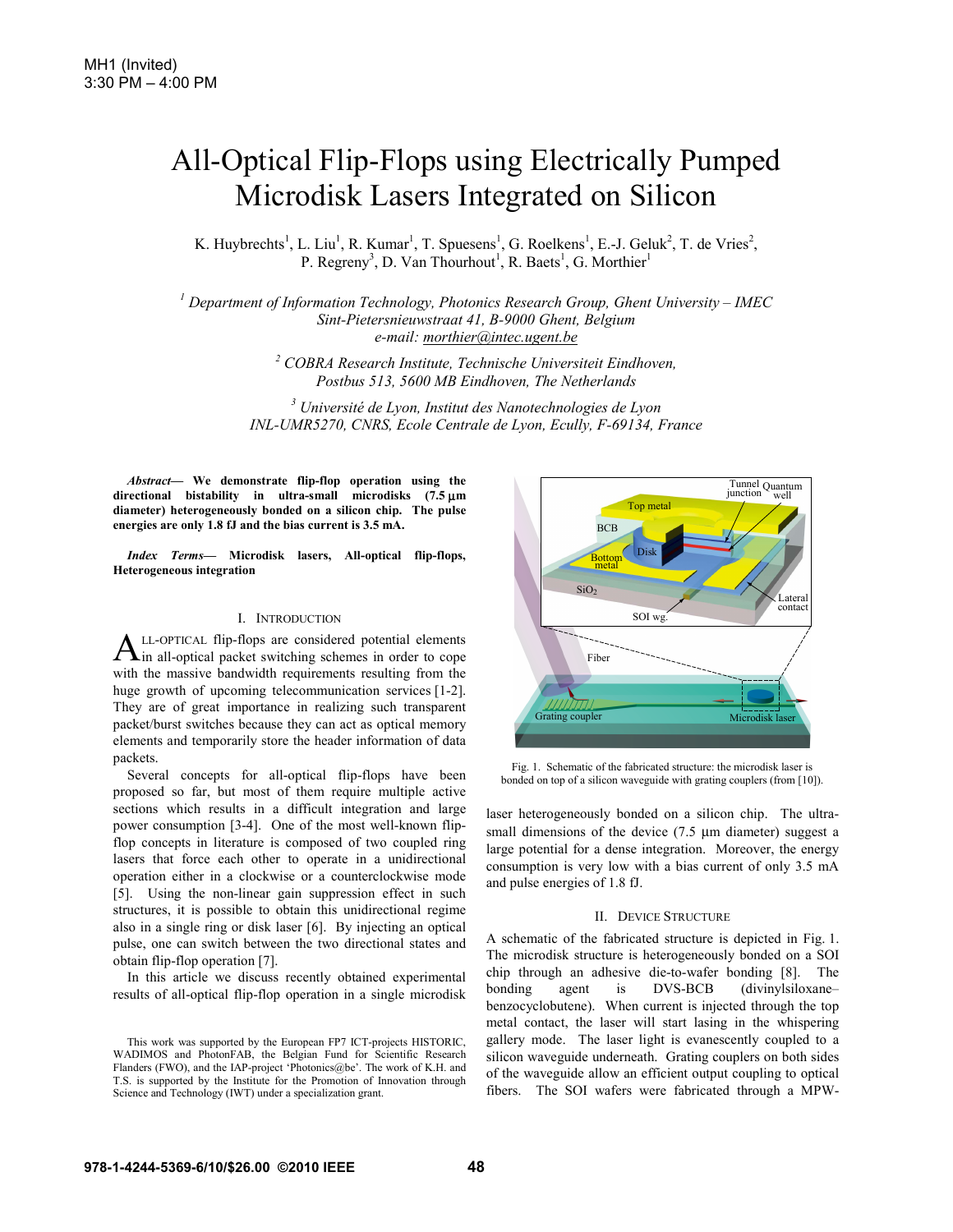# All-Optical Flip-Flops using Electrically Pumped Microdisk Lasers Integrated on Silicon

K. Huybrechts[1], L. Liu[1], R. Kumar[1], T. Spuesens[1], G. Roelkens[1], E.-J. Geluk[2], T. de Vries[2], P. Regreny[3], D. Van Thourhout[1], R. Baets[1], G. Morthier[1]

*[1] Department of Information Technology, Photonics Research Group, Ghent University – IMEC*
*Sint-Pietersnieuwstraat 41, B-9000 Ghent, Belgium*
*e-mail: morthier@intec.ugent.be*

*[2] COBRA Research Institute, Technische Universiteit Eindhoven, Postbus 513, 5600 MB Eindhoven, The Netherlands*

*[3] Université de Lyon, Institut des Nanotechnologies de Lyon INL-UMR5270, CNRS, Ecole Centrale de Lyon, Ecully, F-69134, France*

***Abstract*— We demonstrate flip-flop operation using the directional bistability in ultra-small microdisks (7.5 µm diameter) heterogeneously bonded on a silicon chip. The pulse energies are only 1.8 fJ and the bias current is 3.5 mA.**

***Index Terms*— Microdisk lasers, All-optical flip-flops, Heterogeneous integration**

## I. Introduction

All-optical flip-flops are considered potential elements in all-optical packet switching schemes in order to cope with the massive bandwidth requirements resulting from the huge growth of upcoming telecommunication services [1-2]. They are of great importance in realizing such transparent packet/burst switches because they can act as optical memory elements and temporarily store the header information of data packets.

Several concepts for all-optical flip-flops have been proposed so far, but most of them require multiple active sections which results in a difficult integration and large power consumption [3-4]. One of the most well-known flip-flop concepts in literature is composed of two coupled ring lasers that force each other to operate in a unidirectional operation either in a clockwise or a counterclockwise mode [5]. Using the non-linear gain suppression effect in such structures, it is possible to obtain this unidirectional regime also in a single ring or disk laser [6]. By injecting an optical pulse, one can switch between the two directional states and obtain flip-flop operation [7].

In this article we discuss recently obtained experimental results of all-optical flip-flop operation in a single microdisk laser heterogeneously bonded on a silicon chip. The ultra-small dimensions of the device (7.5 µm diameter) suggest a large potential for a dense integration. Moreover, the energy consumption is very low with a bias current of only 3.5 mA and pulse energies of 1.8 fJ.

Fig. 1. Schematic of the fabricated structure: the microdisk laser is bonded on top of a silicon waveguide with grating couplers (from [10]).

## II. Device Structure

A schematic of the fabricated structure is depicted in Fig. 1. The microdisk structure is heterogeneously bonded on a SOI chip through an adhesive die-to-wafer bonding [8]. The bonding agent is DVS-BCB (divinylsiloxane–benzocyclobutene). When current is injected through the top metal contact, the laser will start lasing in the whispering gallery mode. The laser light is evanescently coupled to a silicon waveguide underneath. Grating couplers on both sides of the waveguide allow an efficient output coupling to optical fibers. The SOI wafers were fabricated through a MPW-

This work was supported by the European FP7 ICT-projects HISTORIC, WADIMOS and PhotonFAB, the Belgian Fund for Scientific Research Flanders (FWO), and the IAP-project 'Photonics@be'. The work of K.H. and T.S. is supported by the Institute for the Promotion of Innovation through Science and Technology (IWT) under a specialization grant.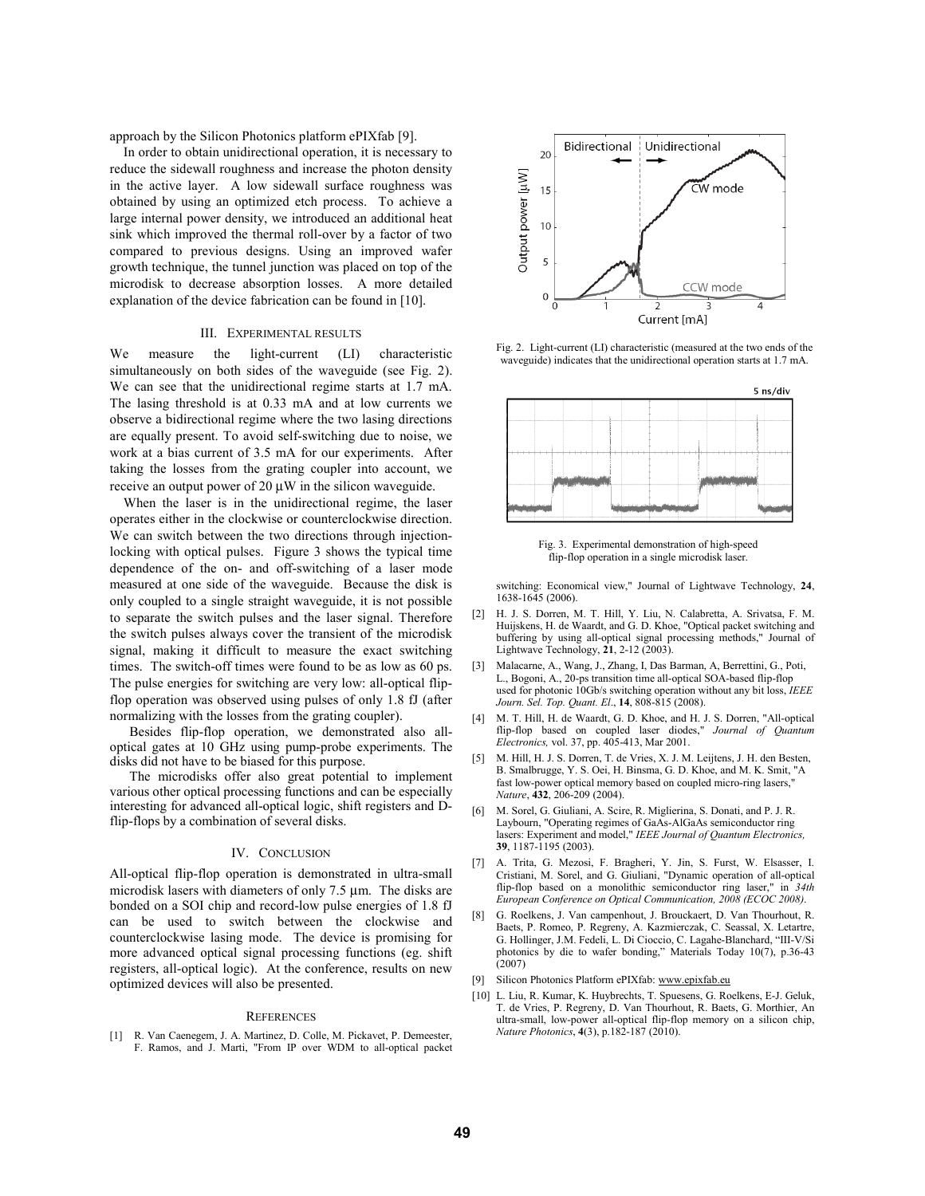approach by the Silicon Photonics platform ePIXfab [9].

In order to obtain unidirectional operation, it is necessary to reduce the sidewall roughness and increase the photon density in the active layer. A low sidewall surface roughness was obtained by using an optimized etch process. To achieve a large internal power density, we introduced an additional heat sink which improved the thermal roll-over by a factor of two compared to previous designs. Using an improved wafer growth technique, the tunnel junction was placed on top of the microdisk to decrease absorption losses. A more detailed explanation of the device fabrication can be found in [10].

## III. Experimental Results

We measure the light-current (LI) characteristic simultaneously on both sides of the waveguide (see Fig. 2). We can see that the unidirectional regime starts at 1.7 mA. The lasing threshold is at 0.33 mA and at low currents we observe a bidirectional regime where the two lasing directions are equally present. To avoid self-switching due to noise, we work at a bias current of 3.5 mA for our experiments. After taking the losses from the grating coupler into account, we receive an output power of 20 µW in the silicon waveguide.

When the laser is in the unidirectional regime, the laser operates either in the clockwise or counterclockwise direction. We can switch between the two directions through injection-locking with optical pulses. Figure 3 shows the typical time dependence of the on- and off-switching of a laser mode measured at one side of the waveguide. Because the disk is only coupled to a single straight waveguide, it is not possible to separate the switch pulses and the laser signal. Therefore the switch pulses always cover the transient of the microdisk signal, making it difficult to measure the exact switching times. The switch-off times were found to be as low as 60 ps. The pulse energies for switching are very low: all-optical flip-flop operation was observed using pulses of only 1.8 fJ (after normalizing with the losses from the grating coupler).

Besides flip-flop operation, we demonstrated also all-optical gates at 10 GHz using pump-probe experiments. The disks did not have to be biased for this purpose.

The microdisks offer also great potential to implement various other optical processing functions and can be especially interesting for advanced all-optical logic, shift registers and D-flip-flops by a combination of several disks.

Fig. 2. Light-current (LI) characteristic (measured at the two ends of the waveguide) indicates that the unidirectional operation starts at 1.7 mA.

Fig. 3. Experimental demonstration of high-speed flip-flop operation in a single microdisk laser.

## IV. Conclusion

All-optical flip-flop operation is demonstrated in ultra-small microdisk lasers with diameters of only 7.5 µm. The disks are bonded on a SOI chip and record-low pulse energies of 1.8 fJ can be used to switch between the clockwise and counterclockwise lasing mode. The device is promising for more advanced optical signal processing functions (eg. shift registers, all-optical logic). At the conference, results on new optimized devices will also be presented.

## References

[1] R. Van Caenegem, J. A. Martinez, D. Colle, M. Pickavet, P. Demeester, F. Ramos, and J. Marti, "From IP over WDM to all-optical packet switching: Economical view," Journal of Lightwave Technology, **24**, 1638-1645 (2006).

[2] H. J. S. Dorren, M. T. Hill, Y. Liu, N. Calabretta, A. Srivatsa, F. M. Huijskens, H. de Waardt, and G. D. Khoe, "Optical packet switching and buffering by using all-optical signal processing methods," Journal of Lightwave Technology, **21**, 2-12 (2003).

[3] Malacarne, A., Wang, J., Zhang, I, Das Barman, A, Berrettini, G., Poti, L., Bogoni, A., 20-ps transition time all-optical SOA-based flip-flop used for photonic 10Gb/s switching operation without any bit loss, *IEEE Journ. Sel. Top. Quant. El*., **14**, 808-815 (2008).

[4] M. T. Hill, H. de Waardt, G. D. Khoe, and H. J. S. Dorren, "All-optical flip-flop based on coupled laser diodes," *Journal of Quantum Electronics,* vol. 37, pp. 405-413, Mar 2001.

[5] M. Hill, H. J. S. Dorren, T. de Vries, X. J. M. Leijtens, J. H. den Besten, B. Smalbrugge, Y. S. Oei, H. Binsma, G. D. Khoe, and M. K. Smit, "A fast low-power optical memory based on coupled micro-ring lasers," *Nature*, **432**, 206-209 (2004).

[6] M. Sorel, G. Giuliani, A. Scire, R. Miglierina, S. Donati, and P. J. R. Laybourn, "Operating regimes of GaAs-AlGaAs semiconductor ring lasers: Experiment and model," *IEEE Journal of Quantum Electronics,* **39**, 1187-1195 (2003).

[7] A. Trita, G. Mezosi, F. Bragheri, Y. Jin, S. Furst, W. Elsasser, I. Cristiani, M. Sorel, and G. Giuliani, "Dynamic operation of all-optical flip-flop based on a monolithic semiconductor ring laser," in *34th European Conference on Optical Communication, 2008 (ECOC 2008)*.

[8] G. Roelkens, J. Van campenhout, J. Brouckaert, D. Van Thourhout, R. Baets, P. Romeo, P. Regreny, A. Kazmierczak, C. Seassal, X. Letartre, G. Hollinger, J.M. Fedeli, L. Di Cioccio, C. Lagahe-Blanchard, "III-V/Si photonics by die to wafer bonding," Materials Today 10(7), p.36-43 (2007)

[9] Silicon Photonics Platform ePIXfab: www.epixfab.eu

[10] L. Liu, R. Kumar, K. Huybrechts, T. Spuesens, G. Roelkens, E-J. Geluk, T. de Vries, P. Regreny, D. Van Thourhout, R. Baets, G. Morthier, An ultra-small, low-power all-optical flip-flop memory on a silicon chip, *Nature Photonics*, **4**(3), p.182-187 (2010).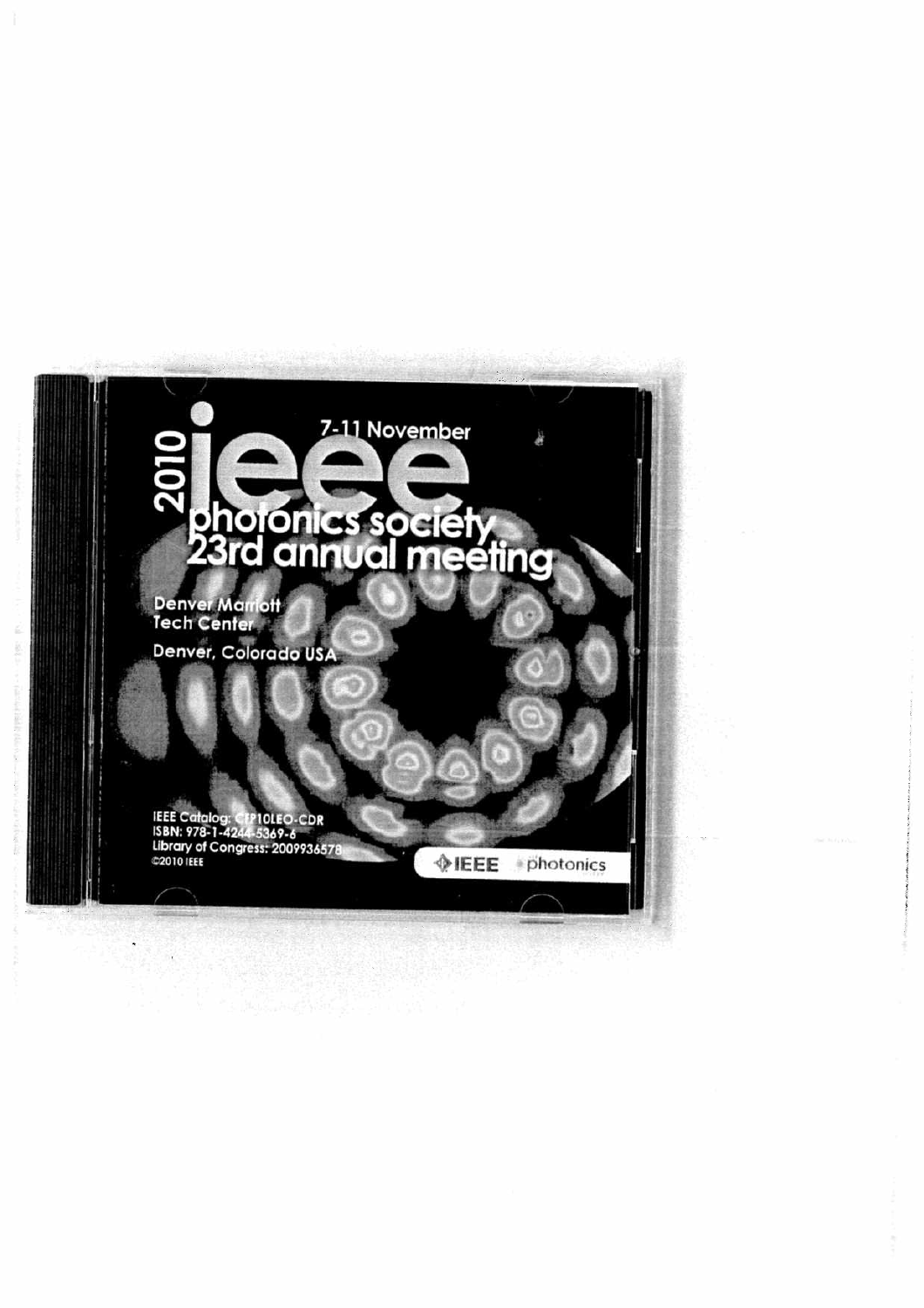2010

7-11 November

ieee

photonics society

23rd annual meeting

Denver Marriott
Tech Center

Denver, Colorado USA

IEEE Catalog: CFP10LEO-CDR
ISBN: 978-1-4244-5369-6
Library of Congress: 2009936578
©2010 IEEE

IEEE photonics